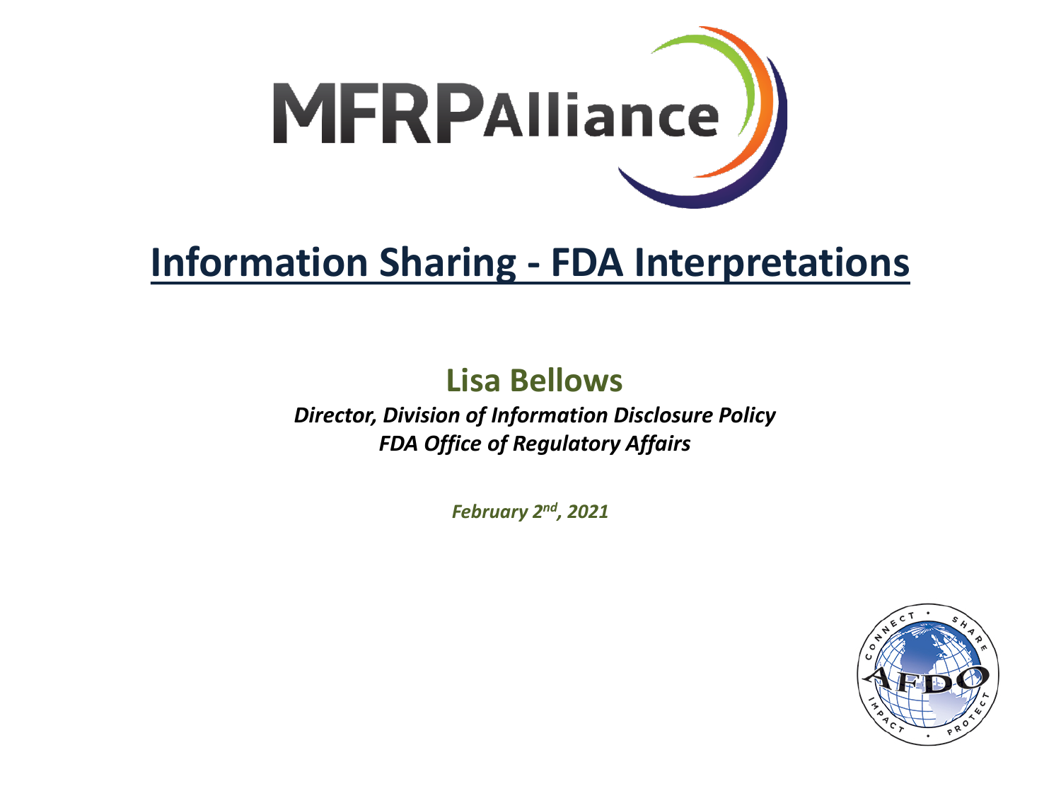MFRPAlliance

# Information Sharing - FDA Interpretations

**Lisa Bellows**

***Director, Division of Information Disclosure Policy***
***FDA Office of Regulatory Affairs***

***February 2nd, 2021***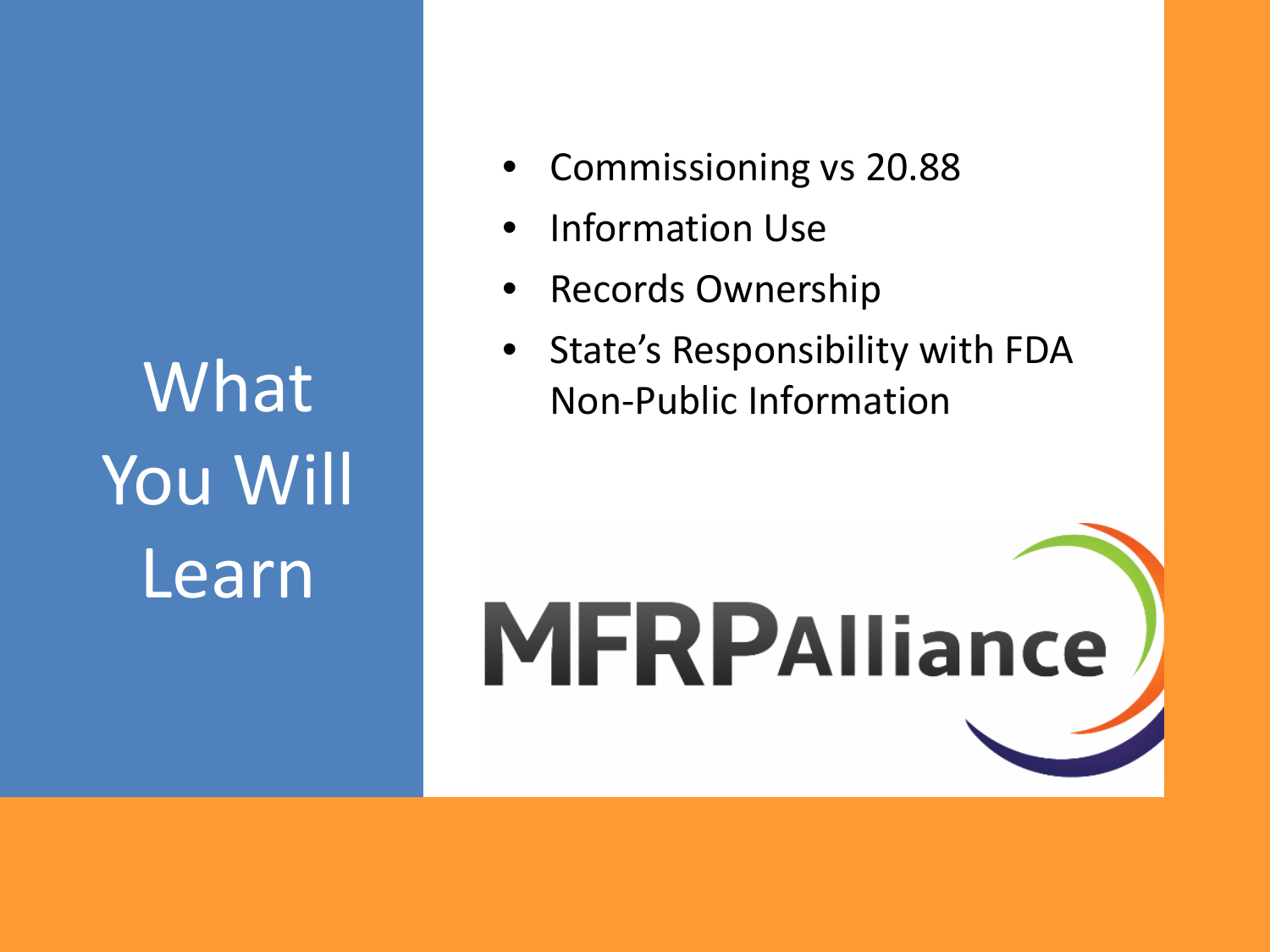# What You Will Learn

- Commissioning vs 20.88
- Information Use
- Records Ownership
- State's Responsibility with FDA Non-Public Information

MFRPAlliance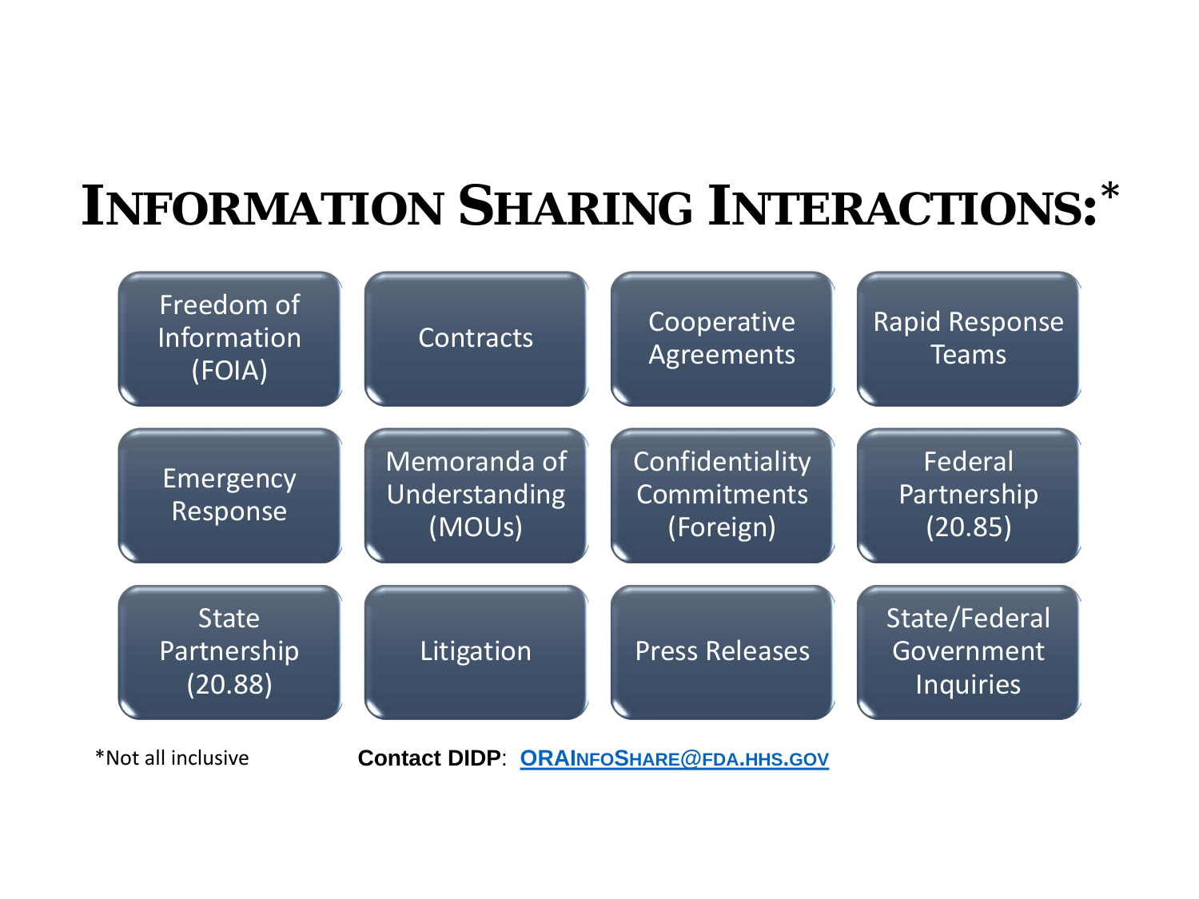# INFORMATION SHARING INTERACTIONS:*

- Freedom of Information (FOIA)
- Contracts
- Cooperative Agreements
- Rapid Response Teams
- Emergency Response
- Memoranda of Understanding (MOUs)
- Confidentiality Commitments (Foreign)
- Federal Partnership (20.85)
- State Partnership (20.88)
- Litigation
- Press Releases
- State/Federal Government Inquiries

*Not all inclusive

**Contact DIDP**: ORAINFOSHARE@FDA.HHS.GOV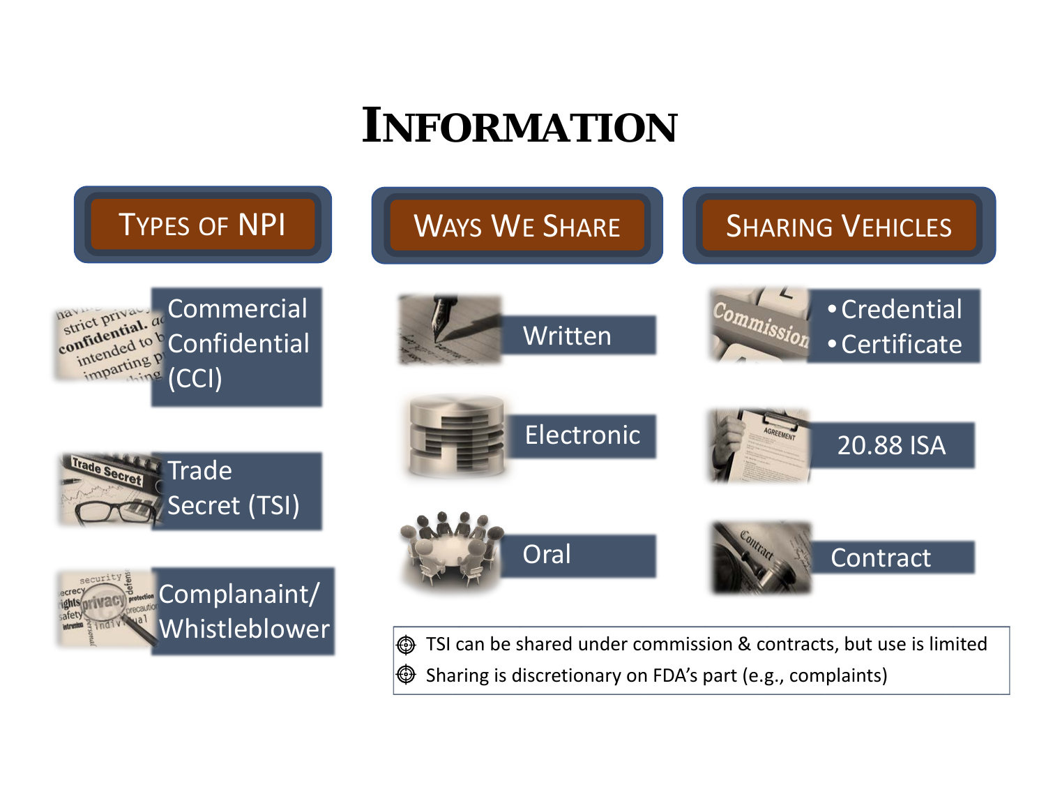# Information

## Types of NPI

- Commercial Confidential (CCI)
- Trade Secret (TSI)
- Complanaint/ Whistleblower

## Ways We Share

- Written
- Electronic
- Oral

## Sharing Vehicles

- Credential
- Certificate
- 20.88 ISA
- Contract

- TSI can be shared under commission & contracts, but use is limited
- Sharing is discretionary on FDA's part (e.g., complaints)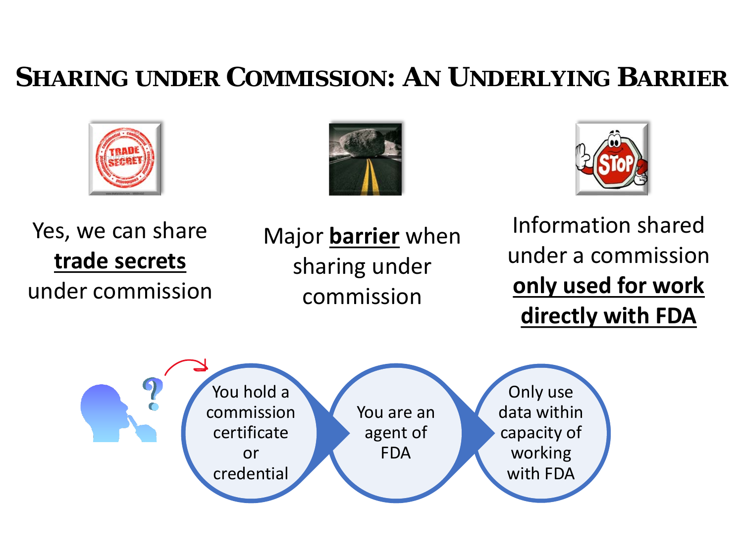# Sharing under Commission: An Underlying Barrier

Yes, we can share **trade secrets** under commission

Major **barrier** when sharing under commission

Information shared under a commission **only used for work directly with FDA**

You hold a commission certificate or credential → You are an agent of FDA → Only use data within capacity of working with FDA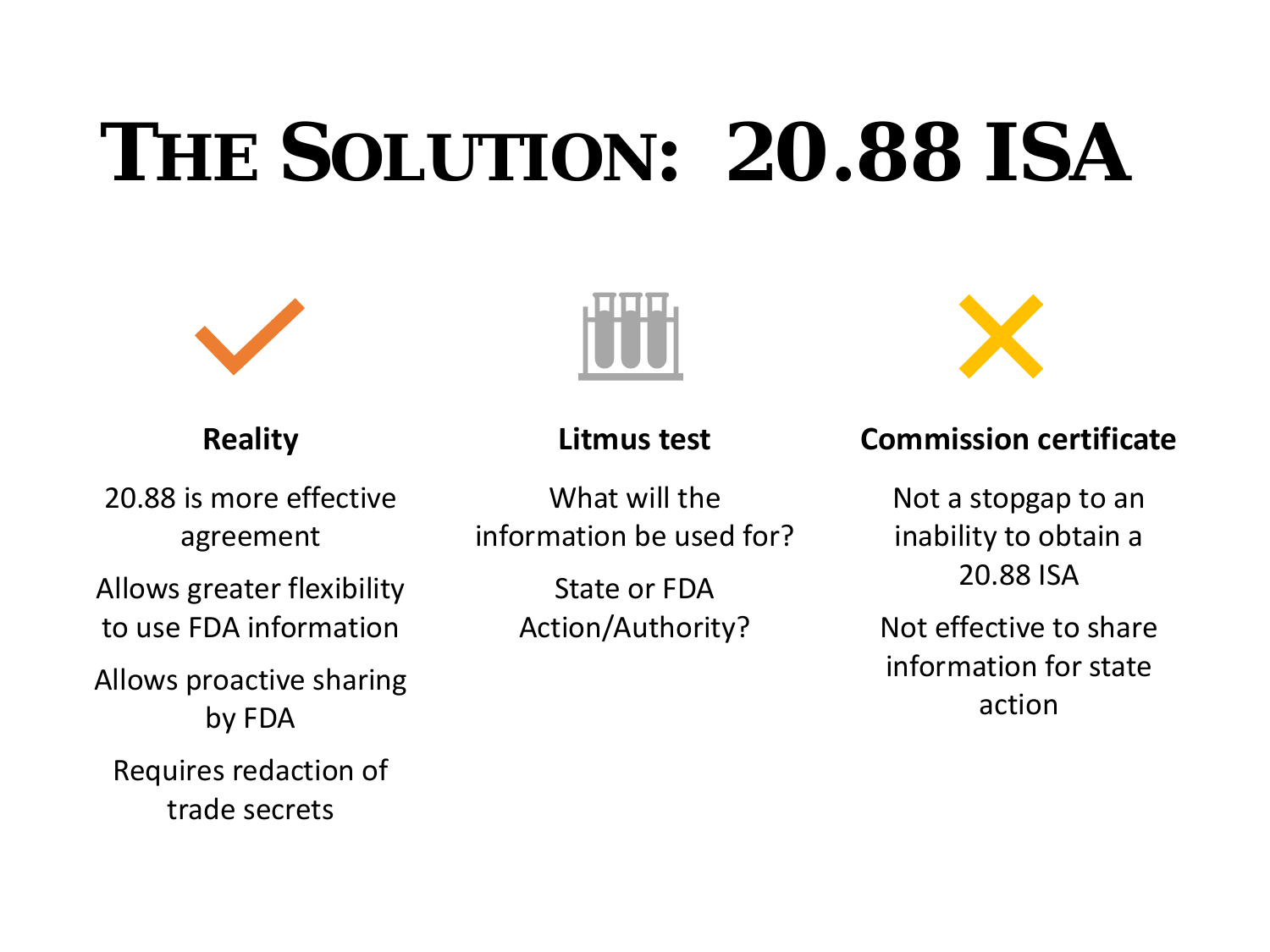# The Solution: 20.88 ISA

### Reality

20.88 is more effective agreement

Allows greater flexibility to use FDA information

Allows proactive sharing by FDA

Requires redaction of trade secrets

### Litmus test

What will the information be used for?

State or FDA Action/Authority?

### Commission certificate

Not a stopgap to an inability to obtain a 20.88 ISA

Not effective to share information for state action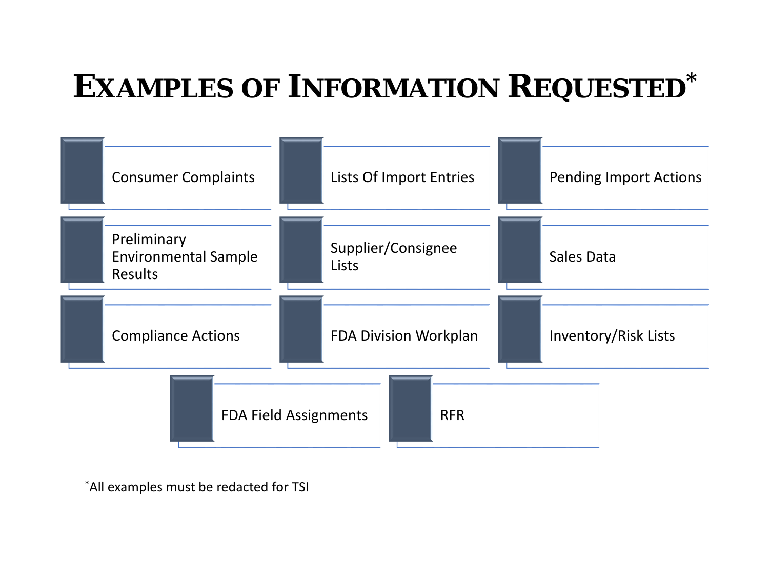# Examples of Information Requested*

- Consumer Complaints
- Lists Of Import Entries
- Pending Import Actions
- Preliminary Environmental Sample Results
- Supplier/Consignee Lists
- Sales Data
- Compliance Actions
- FDA Division Workplan
- Inventory/Risk Lists
- FDA Field Assignments
- RFR

*All examples must be redacted for TSI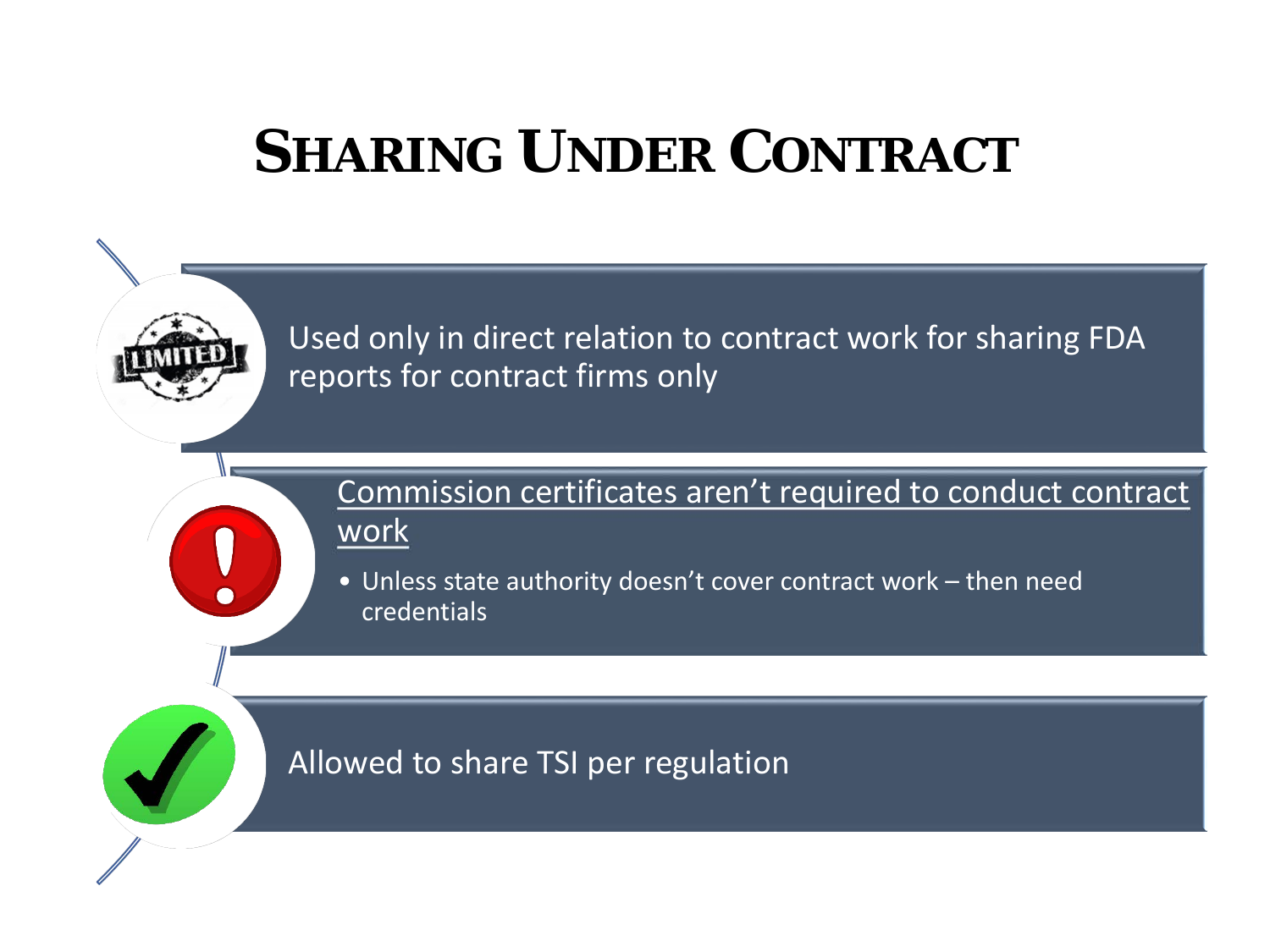# Sharing Under Contract

- Used only in direct relation to contract work for sharing FDA reports for contract firms only
- Commission certificates aren't required to conduct contract work
  - Unless state authority doesn't cover contract work – then need credentials
- Allowed to share TSI per regulation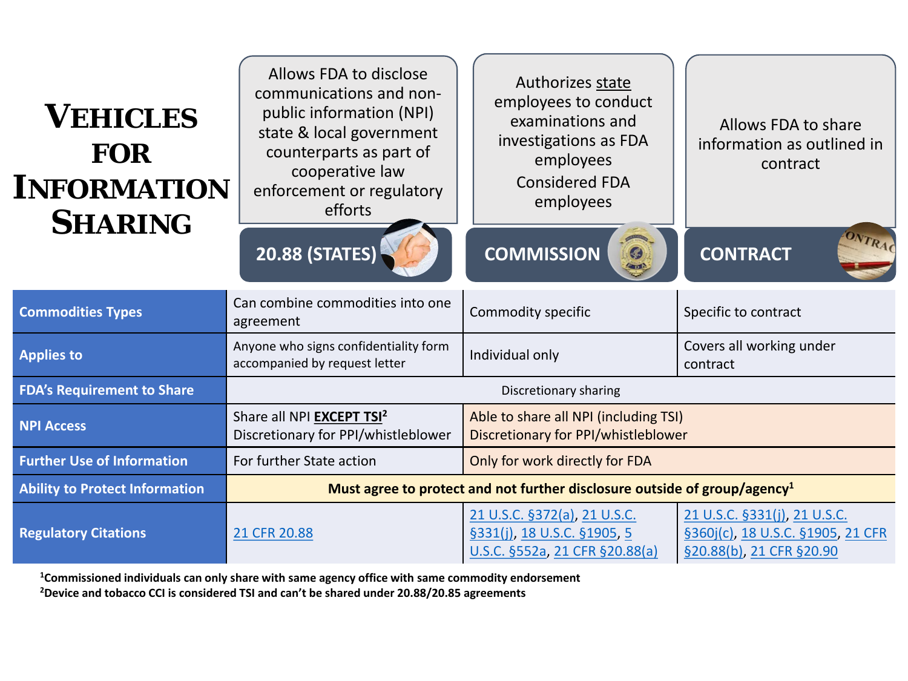# Vehicles for Information Sharing

| | 20.88 (STATES) | COMMISSION | CONTRACT |
|---|---|---|---|
| | Allows FDA to disclose communications and non-public information (NPI) state & local government counterparts as part of cooperative law enforcement or regulatory efforts | Authorizes state employees to conduct examinations and investigations as FDA employees<br>Considered FDA employees | Allows FDA to share information as outlined in contract |
| **Commodities Types** | Can combine commodities into one agreement | Commodity specific | Specific to contract |
| **Applies to** | Anyone who signs confidentiality form accompanied by request letter | Individual only | Covers all working under contract |
| **FDA's Requirement to Share** | Discretionary sharing | | |
| **NPI Access** | Share all NPI **EXCEPT TSI**[2]<br>Discretionary for PPI/whistleblower | Able to share all NPI (including TSI)<br>Discretionary for PPI/whistleblower | |
| **Further Use of Information** | For further State action | Only for work directly for FDA | |
| **Ability to Protect Information** | **Must agree to protect and not further disclosure outside of group/agency**[1] | | |
| **Regulatory Citations** | 21 CFR 20.88 | 21 U.S.C. §372(a), 21 U.S.C. §331(j), 18 U.S.C. §1905, 5 U.S.C. §552a, 21 CFR §20.88(a) | 21 U.S.C. §331(j), 21 U.S.C. §360j(c), 18 U.S.C. §1905, 21 CFR §20.88(b), 21 CFR §20.90 |

**[1]Commissioned individuals can only share with same agency office with same commodity endorsement**
**[2]Device and tobacco CCI is considered TSI and can't be shared under 20.88/20.85 agreements**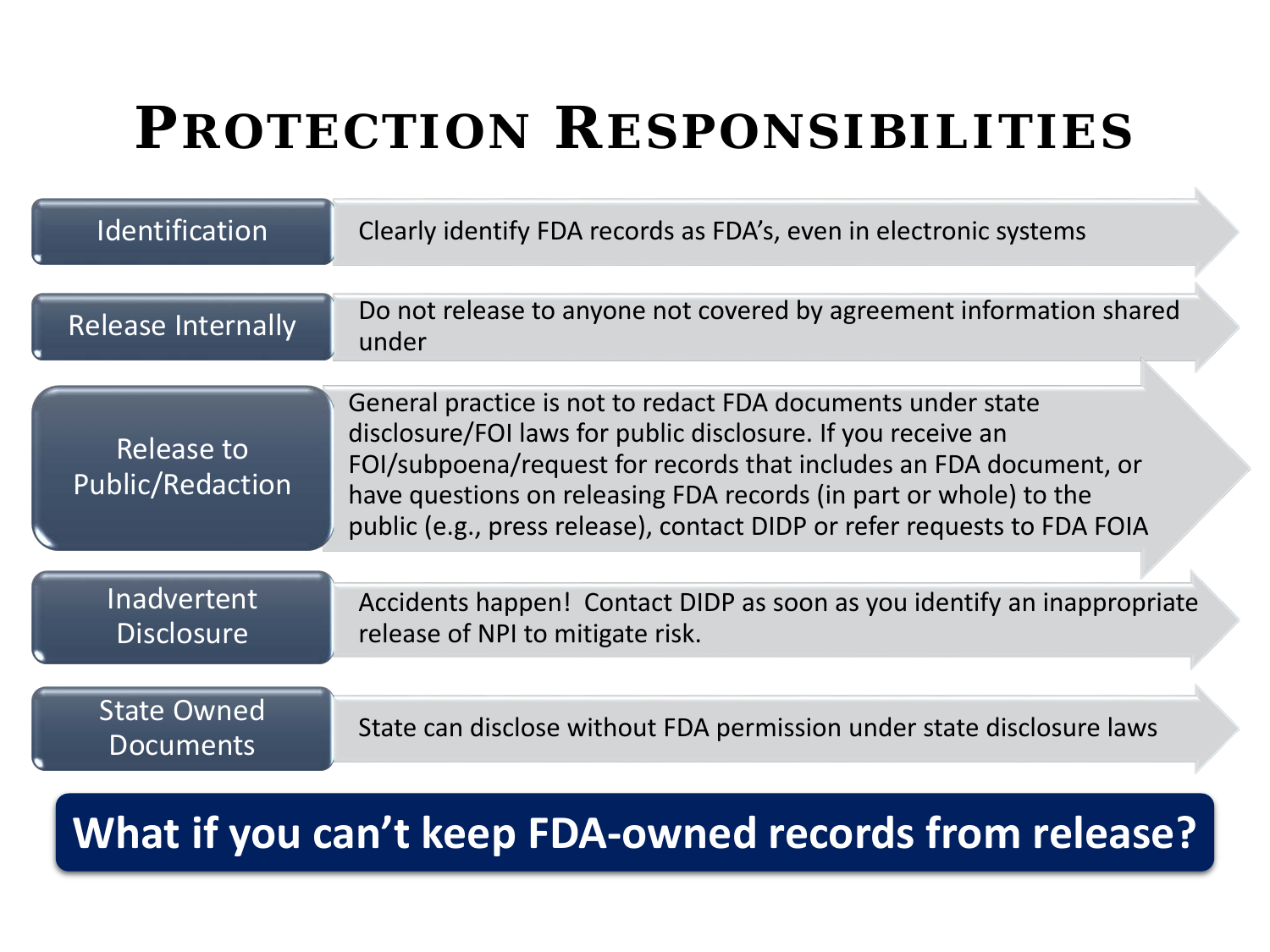# Protection Responsibilities

| | |
|---|---|
| Identification | Clearly identify FDA records as FDA's, even in electronic systems |
| Release Internally | Do not release to anyone not covered by agreement information shared under |
| Release to Public/Redaction | General practice is not to redact FDA documents under state disclosure/FOI laws for public disclosure. If you receive an FOI/subpoena/request for records that includes an FDA document, or have questions on releasing FDA records (in part or whole) to the public (e.g., press release), contact DIDP or refer requests to FDA FOIA |
| Inadvertent Disclosure | Accidents happen! Contact DIDP as soon as you identify an inappropriate release of NPI to mitigate risk. |
| State Owned Documents | State can disclose without FDA permission under state disclosure laws |

**What if you can't keep FDA-owned records from release?**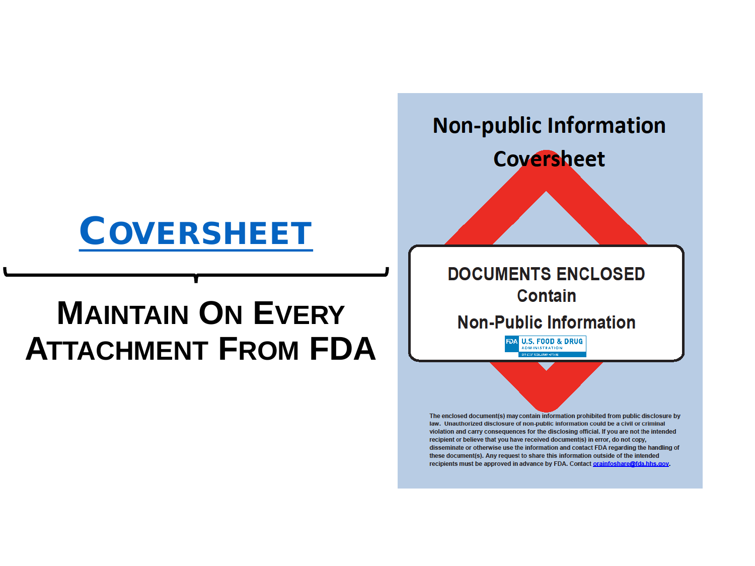# Coversheet

## Maintain On Every Attachment From FDA

## Non-public Information Coversheet

**DOCUMENTS ENCLOSED Contain Non-Public Information**

FDA U.S. FOOD & DRUG ADMINISTRATION

The enclosed document(s) may contain information prohibited from public disclosure by law. Unauthorized disclosure of non-public information could be a civil or criminal violation and carry consequences for the disclosing official. If you are not the intended recipient or believe that you have received document(s) in error, do not copy, disseminate or otherwise use the information and contact FDA regarding the handling of these document(s). Any request to share this information outside of the intended recipients must be approved in advance by FDA. Contact orainfoshare@fda.hhs.gov.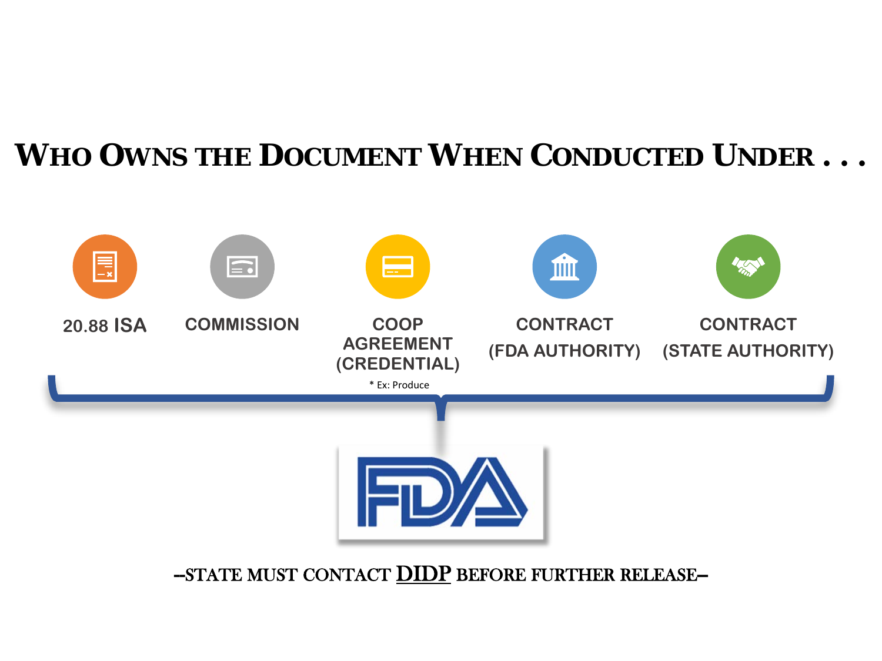# Who Owns the Document When Conducted Under . . .

- 20.88 ISA
- COMMISSION
- COOP AGREEMENT (CREDENTIAL)
  - * Ex: Produce
- CONTRACT (FDA AUTHORITY)
- CONTRACT (STATE AUTHORITY)

FDA

–STATE MUST CONTACT DIDP BEFORE FURTHER RELEASE–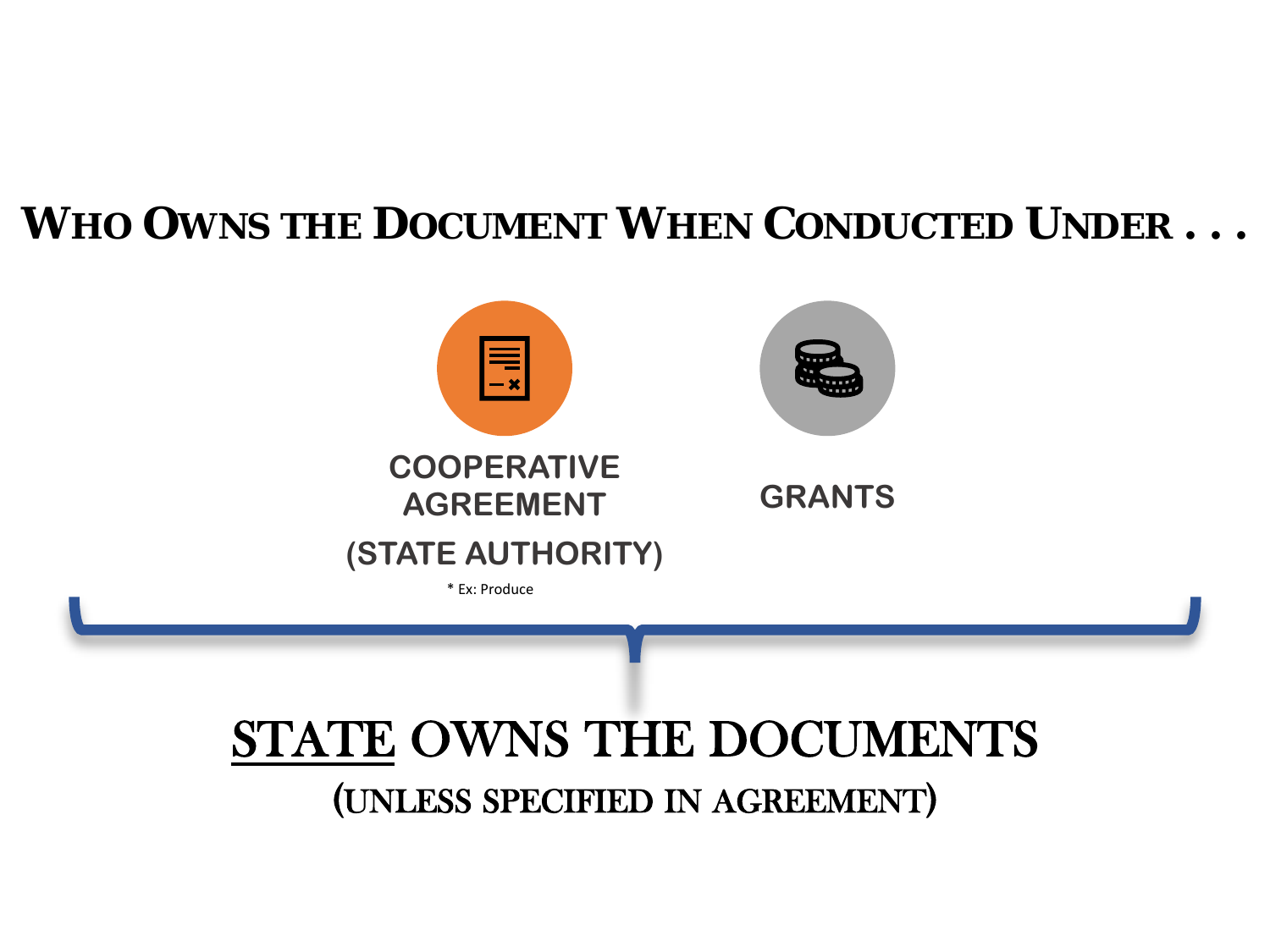# Who Owns the Document When Conducted Under . . .

**COOPERATIVE AGREEMENT (STATE AUTHORITY)**

* Ex: Produce

**GRANTS**

## STATE OWNS THE DOCUMENTS

(UNLESS SPECIFIED IN AGREEMENT)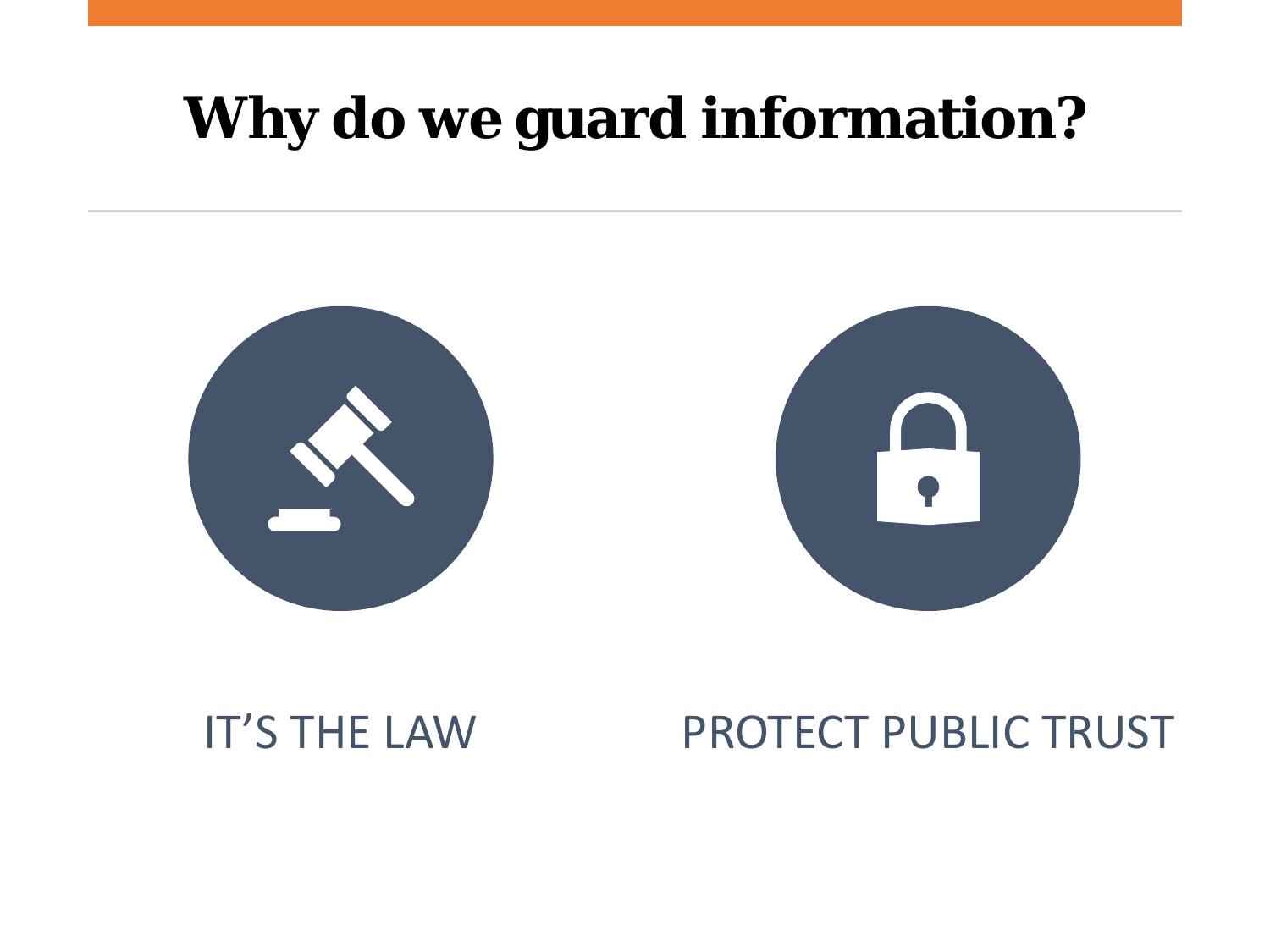# Why do we guard information?

IT'S THE LAW

PROTECT PUBLIC TRUST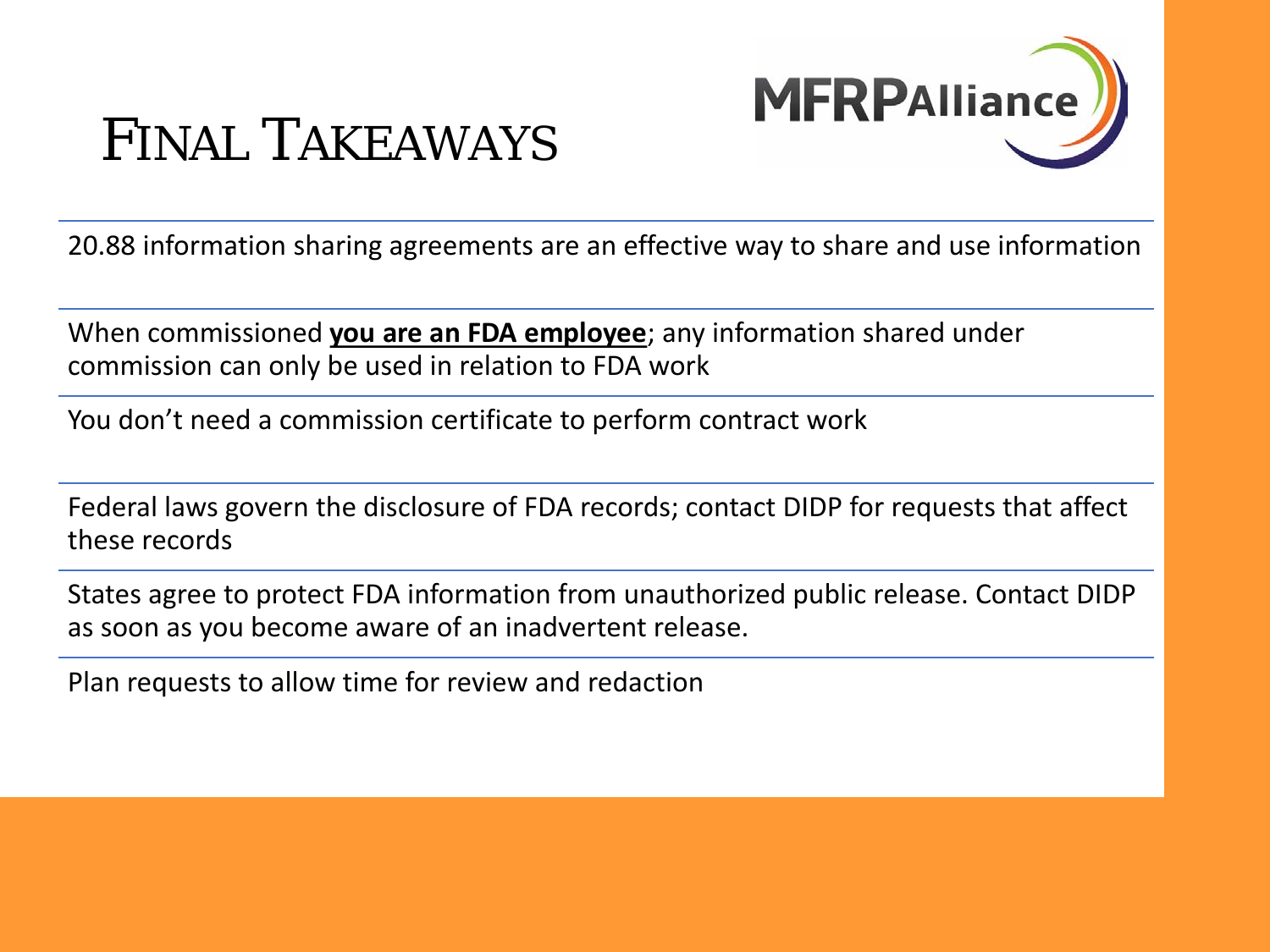# Final Takeaways

20.88 information sharing agreements are an effective way to share and use information

When commissioned **you are an FDA employee**; any information shared under commission can only be used in relation to FDA work

You don't need a commission certificate to perform contract work

Federal laws govern the disclosure of FDA records; contact DIDP for requests that affect these records

States agree to protect FDA information from unauthorized public release. Contact DIDP as soon as you become aware of an inadvertent release.

Plan requests to allow time for review and redaction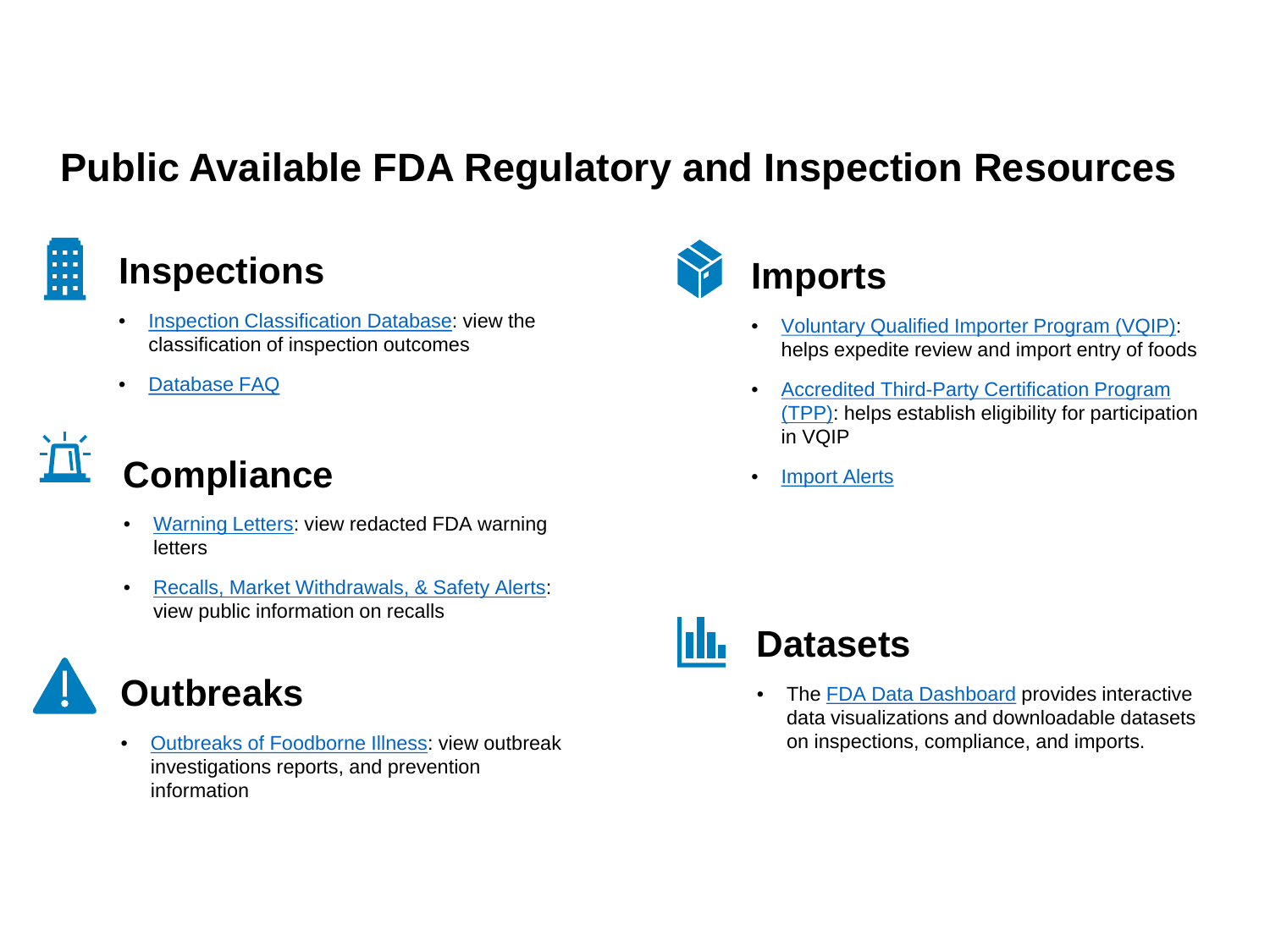# Public Available FDA Regulatory and Inspection Resources

## Inspections

- Inspection Classification Database: view the classification of inspection outcomes
- Database FAQ

## Compliance

- Warning Letters: view redacted FDA warning letters
- Recalls, Market Withdrawals, & Safety Alerts: view public information on recalls

## Outbreaks

- Outbreaks of Foodborne Illness: view outbreak investigations reports, and prevention information

## Imports

- Voluntary Qualified Importer Program (VQIP): helps expedite review and import entry of foods
- Accredited Third-Party Certification Program (TPP): helps establish eligibility for participation in VQIP
- Import Alerts

## Datasets

- The FDA Data Dashboard provides interactive data visualizations and downloadable datasets on inspections, compliance, and imports.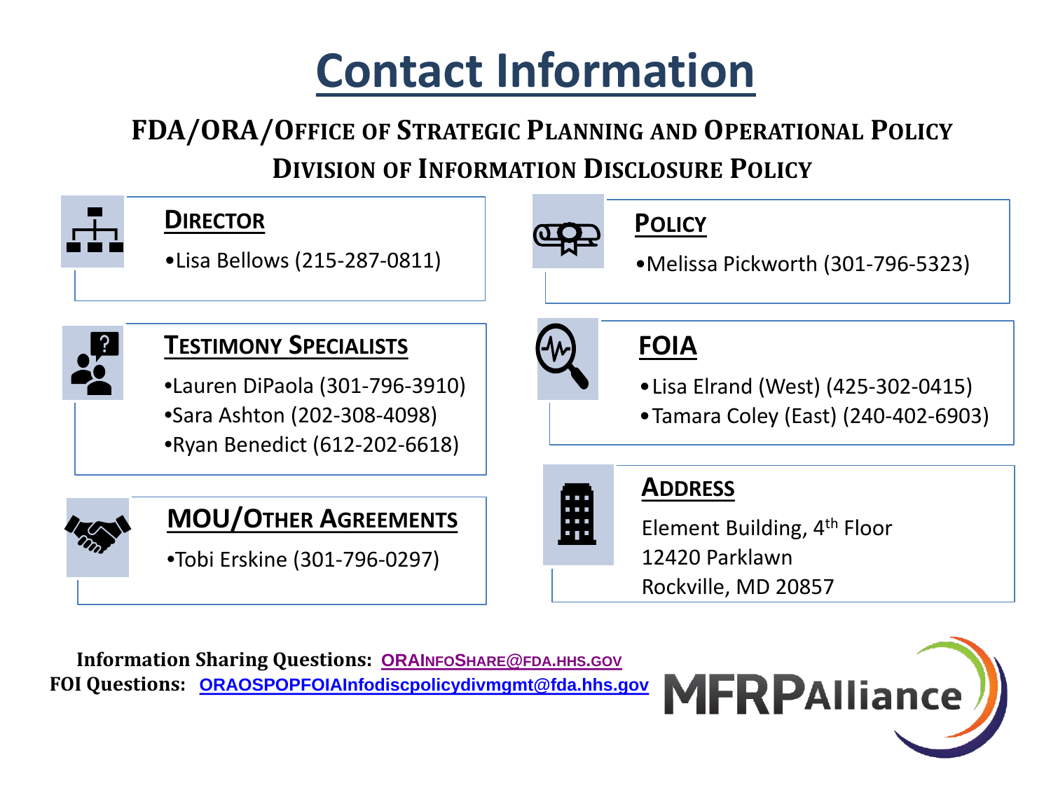# Contact Information

## FDA/ORA/Office of Strategic Planning and Operational Policy

## Division of Information Disclosure Policy

### Director

- Lisa Bellows (215-287-0811)

### Testimony Specialists

- Lauren DiPaola (301-796-3910)
- Sara Ashton (202-308-4098)
- Ryan Benedict (612-202-6618)

### MOU/Other Agreements

- Tobi Erskine (301-796-0297)

### Policy

- Melissa Pickworth (301-796-5323)

### FOIA

- Lisa Elrand (West) (425-302-0415)
- Tamara Coley (East) (240-402-6903)

### Address

Element Building, 4th Floor
12420 Parklawn
Rockville, MD 20857

**Information Sharing Questions:** ORAInfoShare@fda.hhs.gov
**FOI Questions:** ORAOSPOPFOIAInfodiscpolicydivmgmt@fda.hhs.gov

MFRPAlliance